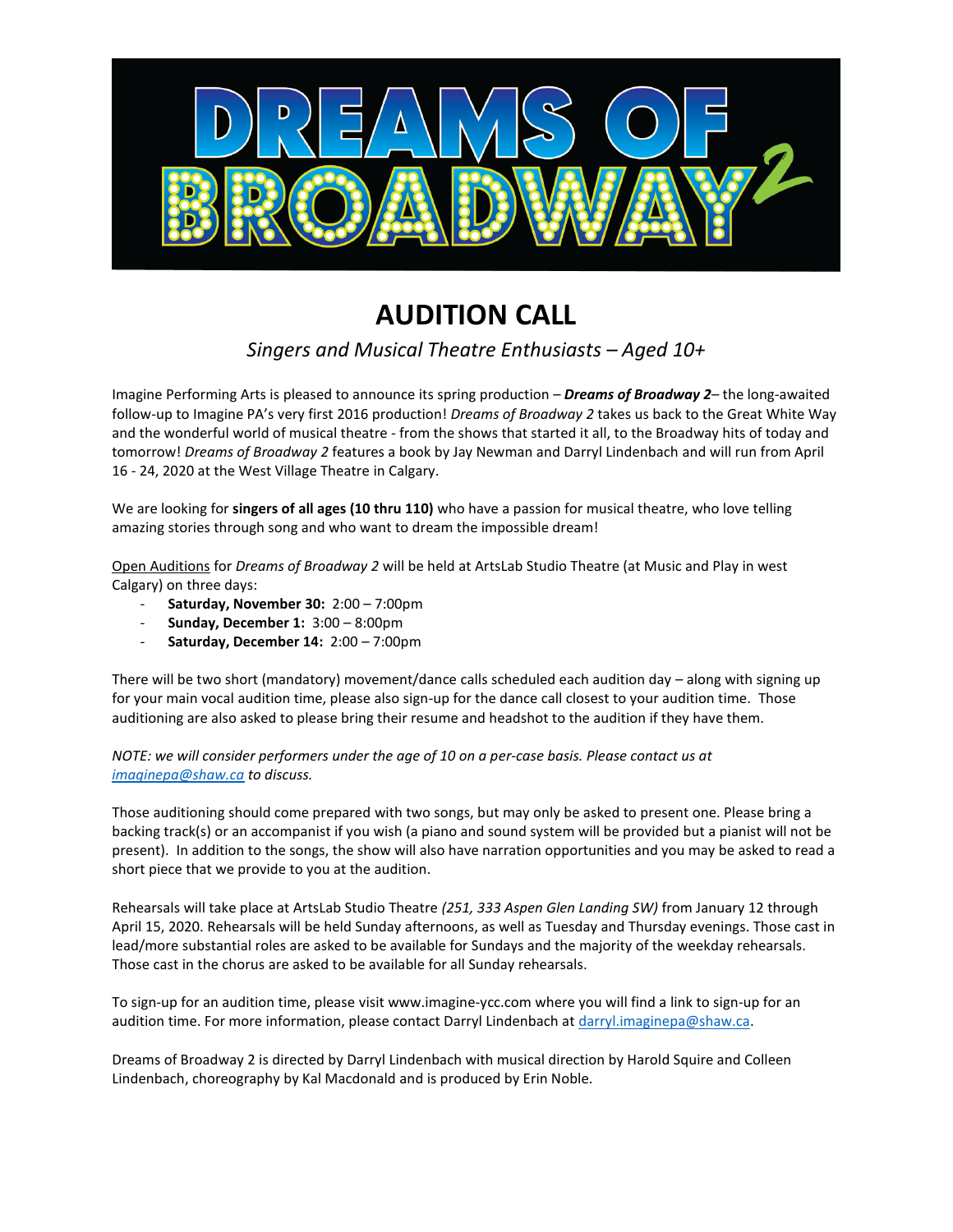# DREAMS OF BROADWAY 2

## AUDITION CALL

*Singers and Musical Theatre Enthusiasts – Aged 10+*

Imagine Performing Arts is pleased to announce its spring production – ***Dreams of Broadway 2***– the long-awaited follow-up to Imagine PA's very first 2016 production! *Dreams of Broadway 2* takes us back to the Great White Way and the wonderful world of musical theatre - from the shows that started it all, to the Broadway hits of today and tomorrow! *Dreams of Broadway 2* features a book by Jay Newman and Darryl Lindenbach and will run from April 16 - 24, 2020 at the West Village Theatre in Calgary.

We are looking for **singers of all ages (10 thru 110)** who have a passion for musical theatre, who love telling amazing stories through song and who want to dream the impossible dream!

Open Auditions for *Dreams of Broadway 2* will be held at ArtsLab Studio Theatre (at Music and Play in west Calgary) on three days:

- **Saturday, November 30:** 2:00 – 7:00pm
- **Sunday, December 1:** 3:00 – 8:00pm
- **Saturday, December 14:** 2:00 – 7:00pm

There will be two short (mandatory) movement/dance calls scheduled each audition day – along with signing up for your main vocal audition time, please also sign-up for the dance call closest to your audition time. Those auditioning are also asked to please bring their resume and headshot to the audition if they have them.

*NOTE: we will consider performers under the age of 10 on a per-case basis. Please contact us at imaginepa@shaw.ca to discuss.*

Those auditioning should come prepared with two songs, but may only be asked to present one. Please bring a backing track(s) or an accompanist if you wish (a piano and sound system will be provided but a pianist will not be present). In addition to the songs, the show will also have narration opportunities and you may be asked to read a short piece that we provide to you at the audition.

Rehearsals will take place at ArtsLab Studio Theatre *(251, 333 Aspen Glen Landing SW)* from January 12 through April 15, 2020. Rehearsals will be held Sunday afternoons, as well as Tuesday and Thursday evenings. Those cast in lead/more substantial roles are asked to be available for Sundays and the majority of the weekday rehearsals. Those cast in the chorus are asked to be available for all Sunday rehearsals.

To sign-up for an audition time, please visit www.imagine-ycc.com where you will find a link to sign-up for an audition time. For more information, please contact Darryl Lindenbach at darryl.imaginepa@shaw.ca.

Dreams of Broadway 2 is directed by Darryl Lindenbach with musical direction by Harold Squire and Colleen Lindenbach, choreography by Kal Macdonald and is produced by Erin Noble.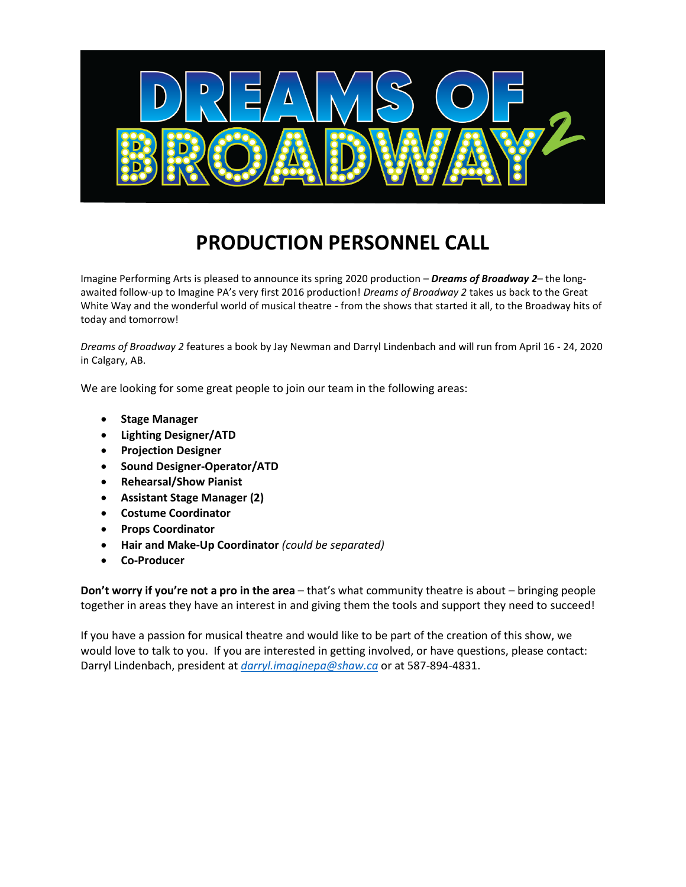# DREAMS OF BROADWAY 2

## PRODUCTION PERSONNEL CALL

Imagine Performing Arts is pleased to announce its spring 2020 production – ***Dreams of Broadway 2***– the long-awaited follow-up to Imagine PA's very first 2016 production! *Dreams of Broadway 2* takes us back to the Great White Way and the wonderful world of musical theatre - from the shows that started it all, to the Broadway hits of today and tomorrow!

*Dreams of Broadway 2* features a book by Jay Newman and Darryl Lindenbach and will run from April 16 - 24, 2020 in Calgary, AB.

We are looking for some great people to join our team in the following areas:

- **Stage Manager**
- **Lighting Designer/ATD**
- **Projection Designer**
- **Sound Designer-Operator/ATD**
- **Rehearsal/Show Pianist**
- **Assistant Stage Manager (2)**
- **Costume Coordinator**
- **Props Coordinator**
- **Hair and Make-Up Coordinator** *(could be separated)*
- **Co-Producer**

**Don't worry if you're not a pro in the area** – that's what community theatre is about – bringing people together in areas they have an interest in and giving them the tools and support they need to succeed!

If you have a passion for musical theatre and would like to be part of the creation of this show, we would love to talk to you. If you are interested in getting involved, or have questions, please contact: Darryl Lindenbach, president at *darryl.imaginepa@shaw.ca* or at 587-894-4831.